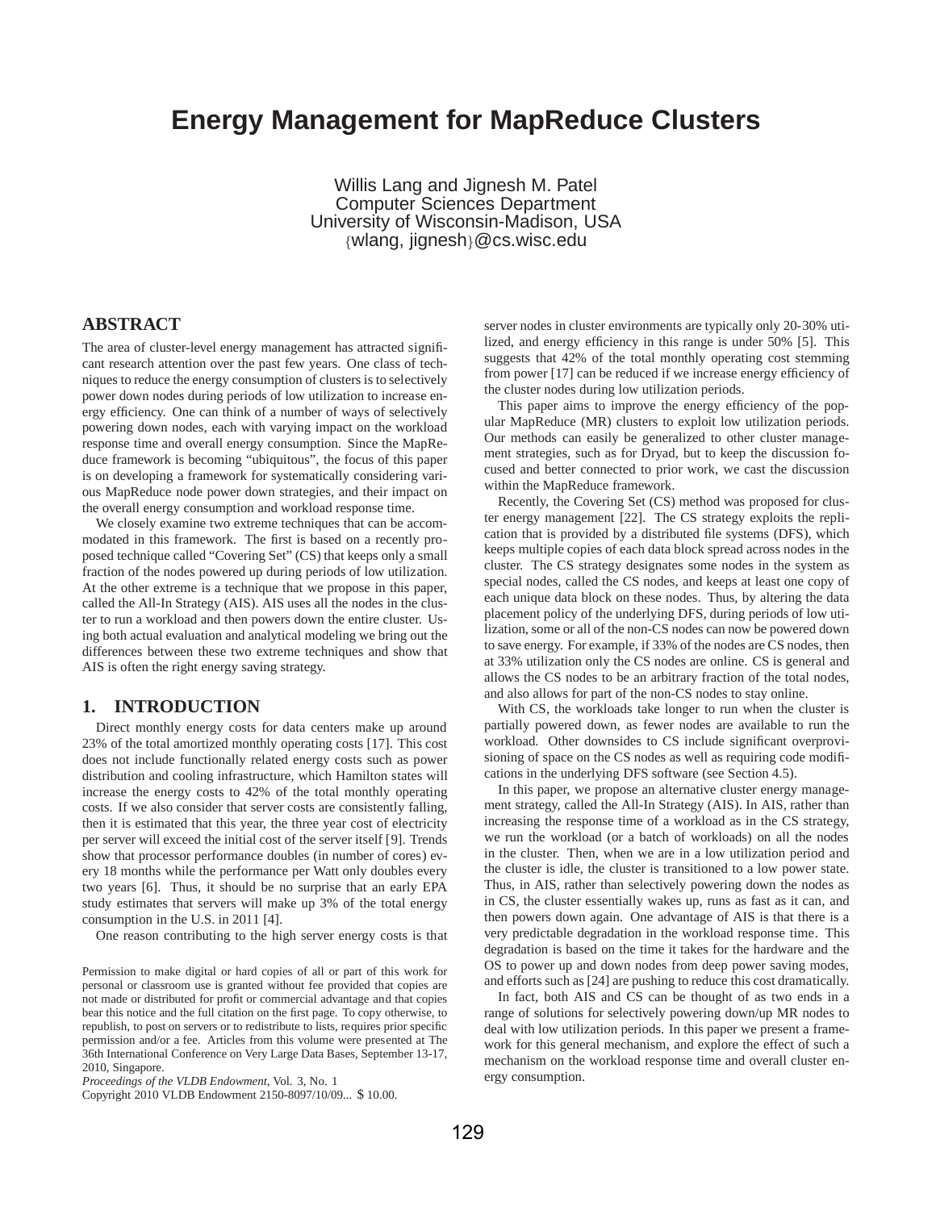# Energy Management for MapReduce Clusters

Willis Lang and Jignesh M. Patel
Computer Sciences Department
University of Wisconsin-Madison, USA
{wlang, jignesh}@cs.wisc.edu

## ABSTRACT

The area of cluster-level energy management has attracted significant research attention over the past few years. One class of techniques to reduce the energy consumption of clusters is to selectively power down nodes during periods of low utilization to increase energy efficiency. One can think of a number of ways of selectively powering down nodes, each with varying impact on the workload response time and overall energy consumption. Since the MapReduce framework is becoming "ubiquitous", the focus of this paper is on developing a framework for systematically considering various MapReduce node power down strategies, and their impact on the overall energy consumption and workload response time.

We closely examine two extreme techniques that can be accommodated in this framework. The first is based on a recently proposed technique called "Covering Set" (CS) that keeps only a small fraction of the nodes powered up during periods of low utilization. At the other extreme is a technique that we propose in this paper, called the All-In Strategy (AIS). AIS uses all the nodes in the cluster to run a workload and then powers down the entire cluster. Using both actual evaluation and analytical modeling we bring out the differences between these two extreme techniques and show that AIS is often the right energy saving strategy.

## 1. INTRODUCTION

Direct monthly energy costs for data centers make up around 23% of the total amortized monthly operating costs [17]. This cost does not include functionally related energy costs such as power distribution and cooling infrastructure, which Hamilton states will increase the energy costs to 42% of the total monthly operating costs. If we also consider that server costs are consistently falling, then it is estimated that this year, the three year cost of electricity per server will exceed the initial cost of the server itself [9]. Trends show that processor performance doubles (in number of cores) every 18 months while the performance per Watt only doubles every two years [6]. Thus, it should be no surprise that an early EPA study estimates that servers will make up 3% of the total energy consumption in the U.S. in 2011 [4].

One reason contributing to the high server energy costs is that server nodes in cluster environments are typically only 20-30% utilized, and energy efficiency in this range is under 50% [5]. This suggests that 42% of the total monthly operating cost stemming from power [17] can be reduced if we increase energy efficiency of the cluster nodes during low utilization periods.

This paper aims to improve the energy efficiency of the popular MapReduce (MR) clusters to exploit low utilization periods. Our methods can easily be generalized to other cluster management strategies, such as for Dryad, but to keep the discussion focused and better connected to prior work, we cast the discussion within the MapReduce framework.

Recently, the Covering Set (CS) method was proposed for cluster energy management [22]. The CS strategy exploits the replication that is provided by a distributed file systems (DFS), which keeps multiple copies of each data block spread across nodes in the cluster. The CS strategy designates some nodes in the system as special nodes, called the CS nodes, and keeps at least one copy of each unique data block on these nodes. Thus, by altering the data placement policy of the underlying DFS, during periods of low utilization, some or all of the non-CS nodes can now be powered down to save energy. For example, if 33% of the nodes are CS nodes, then at 33% utilization only the CS nodes are online. CS is general and allows the CS nodes to be an arbitrary fraction of the total nodes, and also allows for part of the non-CS nodes to stay online.

With CS, the workloads take longer to run when the cluster is partially powered down, as fewer nodes are available to run the workload. Other downsides to CS include significant overprovisioning of space on the CS nodes as well as requiring code modifications in the underlying DFS software (see Section 4.5).

In this paper, we propose an alternative cluster energy management strategy, called the All-In Strategy (AIS). In AIS, rather than increasing the response time of a workload as in the CS strategy, we run the workload (or a batch of workloads) on all the nodes in the cluster. Then, when we are in a low utilization period and the cluster is idle, the cluster is transitioned to a low power state. Thus, in AIS, rather than selectively powering down the nodes as in CS, the cluster essentially wakes up, runs as fast as it can, and then powers down again. One advantage of AIS is that there is a very predictable degradation in the workload response time. This degradation is based on the time it takes for the hardware and the OS to power up and down nodes from deep power saving modes, and efforts such as [24] are pushing to reduce this cost dramatically.

In fact, both AIS and CS can be thought of as two ends in a range of solutions for selectively powering down/up MR nodes to deal with low utilization periods. In this paper we present a framework for this general mechanism, and explore the effect of such a mechanism on the workload response time and overall cluster energy consumption.

Permission to make digital or hard copies of all or part of this work for personal or classroom use is granted without fee provided that copies are not made or distributed for profit or commercial advantage and that copies bear this notice and the full citation on the first page. To copy otherwise, to republish, to post on servers or to redistribute to lists, requires prior specific permission and/or a fee. Articles from this volume were presented at The 36th International Conference on Very Large Data Bases, September 13-17, 2010, Singapore.
*Proceedings of the VLDB Endowment,* Vol. 3, No. 1
Copyright 2010 VLDB Endowment 2150-8097/10/09... $ 10.00.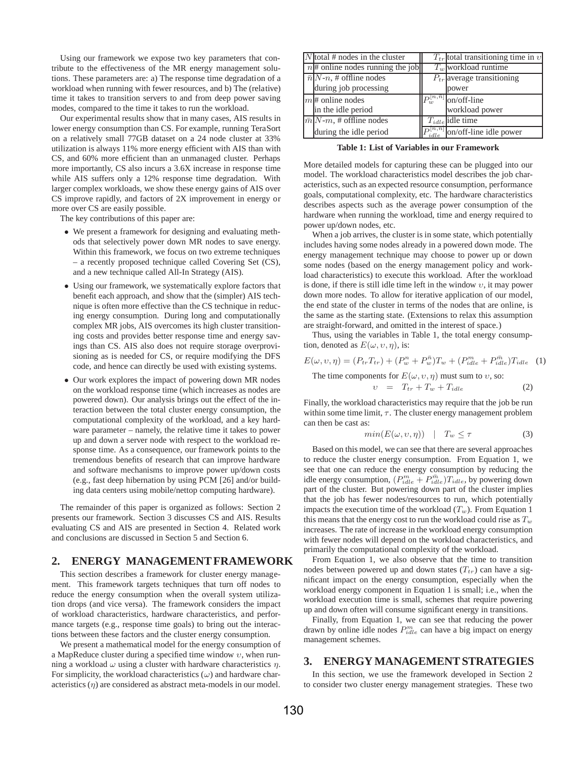Using our framework we expose two key parameters that contribute to the effectiveness of the MR energy management solutions. These parameters are: a) The response time degradation of a workload when running with fewer resources, and b) The (relative) time it takes to transition servers to and from deep power saving modes, compared to the time it takes to run the workload.

Our experimental results show that in many cases, AIS results in lower energy consumption than CS. For example, running TeraSort on a relatively small 77GB dataset on a 24 node cluster at 33% utilization is always 11% more energy efficient with AIS than with CS, and 60% more efficient than an unmanaged cluster. Perhaps more importantly, CS also incurs a 3.6X increase in response time while AIS suffers only a 12% response time degradation. With larger complex workloads, we show these energy gains of AIS over CS improve rapidly, and factors of 2X improvement in energy or more over CS are easily possible.

The key contributions of this paper are:

- We present a framework for designing and evaluating methods that selectively power down MR nodes to save energy. Within this framework, we focus on two extreme techniques – a recently proposed technique called Covering Set (CS), and a new technique called All-In Strategy (AIS).
- Using our framework, we systematically explore factors that benefit each approach, and show that the (simpler) AIS technique is often more effective than the CS technique in reducing energy consumption. During long and computationally complex MR jobs, AIS overcomes its high cluster transitioning costs and provides better response time and energy savings than CS. AIS also does not require storage overprovisioning as is needed for CS, or require modifying the DFS code, and hence can directly be used with existing systems.
- Our work explores the impact of powering down MR nodes on the workload response time (which increases as nodes are powered down). Our analysis brings out the effect of the interaction between the total cluster energy consumption, the computational complexity of the workload, and a key hardware parameter – namely, the relative time it takes to power up and down a server node with respect to the workload response time. As a consequence, our framework points to the tremendous benefits of research that can improve hardware and software mechanisms to improve power up/down costs (e.g., fast deep hibernation by using PCM [26] and/or building data centers using mobile/nettop computing hardware).

The remainder of this paper is organized as follows: Section 2 presents our framework. Section 3 discusses CS and AIS. Results evaluating CS and AIS are presented in Section 4. Related work and conclusions are discussed in Section 5 and Section 6.

## 2. ENERGY MANAGEMENT FRAMEWORK

This section describes a framework for cluster energy management. This framework targets techniques that turn off nodes to reduce the energy consumption when the overall system utilization drops (and vice versa). The framework considers the impact of workload characteristics, hardware characteristics, and performance targets (e.g., response time goals) to bring out the interactions between these factors and the cluster energy consumption.

We present a mathematical model for the energy consumption of a MapReduce cluster during a specified time window $\upsilon$, when running a workload $\omega$ using a cluster with hardware characteristics $\eta$. For simplicity, the workload characteristics ($\omega$) and hardware characteristics ($\eta$) are considered as abstract meta-models in our model.

| | | | |
|---|---|---|---|
| $N$ | total # nodes in the cluster | $T_{tr}$ | total transitioning time in $\upsilon$ |
| $n$ | # online nodes running the job | $T_w$ | workload runtime |
| $\bar{n}$ | $N$-$n$, # offline nodes during job processing | $P_{tr}$ | average transitioning power |
| $m$ | # online nodes in the idle period | $P_w^{[n,\bar{n}]}$ | on/off-line workload power |
| $\bar{m}$ | $N$-$m$, # offline nodes during the idle period | $T_{idle}$ | idle time |
| | | $P_{idle}^{[n,\bar{n}]}$ | on/off-line idle power |

**Table 1: List of Variables in our Framework**

More detailed models for capturing these can be plugged into our model. The workload characteristics model describes the job characteristics, such as an expected resource consumption, performance goals, computational complexity, etc. The hardware characteristics describes aspects such as the average power consumption of the hardware when running the workload, time and energy required to power up/down nodes, etc.

When a job arrives, the cluster is in some state, which potentially includes having some nodes already in a powered down mode. The energy management technique may choose to power up or down some nodes (based on the energy management policy and workload characteristics) to execute this workload. After the workload is done, if there is still idle time left in the window $\upsilon$, it may power down more nodes. To allow for iterative application of our model, the end state of the cluster in terms of the nodes that are online, is the same as the starting state. (Extensions to relax this assumption are straight-forward, and omitted in the interest of space.)

Thus, using the variables in Table 1, the total energy consumption, denoted as $E(\omega, \upsilon, \eta)$, is:

$$E(\omega, \upsilon, \eta) = (P_{tr}T_{tr}) + (P_w^n + P_w^{\bar{n}})T_w + (P_{idle}^m + P_{idle}^{\bar{m}})T_{idle} \quad (1)$$

The time components for $E(\omega, \upsilon, \eta)$ must sum to $\upsilon$, so:

$$\upsilon \;\; = \;\; T_{tr} + T_w + T_{idle} \quad (2)$$

Finally, the workload characteristics may require that the job be run within some time limit, $\tau$. The cluster energy management problem can then be cast as:

$$min(E(\omega, \upsilon, \eta)) \quad | \quad T_w \leq \tau \quad (3)$$

Based on this model, we can see that there are several approaches to reduce the cluster energy consumption. From Equation 1, we see that one can reduce the energy consumption by reducing the idle energy consumption, $(P_{idle}^m + P_{idle}^{\bar{m}})T_{idle}$, by powering down part of the cluster. But powering down part of the cluster implies that the job has fewer nodes/resources to run, which potentially impacts the execution time of the workload ($T_w$). From Equation 1 this means that the energy cost to run the workload could rise as $T_w$ increases. The rate of increase in the workload energy consumption with fewer nodes will depend on the workload characteristics, and primarily the computational complexity of the workload.

From Equation 1, we also observe that the time to transition nodes between powered up and down states ($T_{tr}$) can have a significant impact on the energy consumption, especially when the workload energy component in Equation 1 is small; i.e., when the workload execution time is small, schemes that require powering up and down often will consume significant energy in transitions.

Finally, from Equation 1, we can see that reducing the power drawn by online idle nodes $P_{idle}^m$ can have a big impact on energy management schemes.

## 3. ENERGY MANAGEMENT STRATEGIES

In this section, we use the framework developed in Section 2 to consider two cluster energy management strategies. These two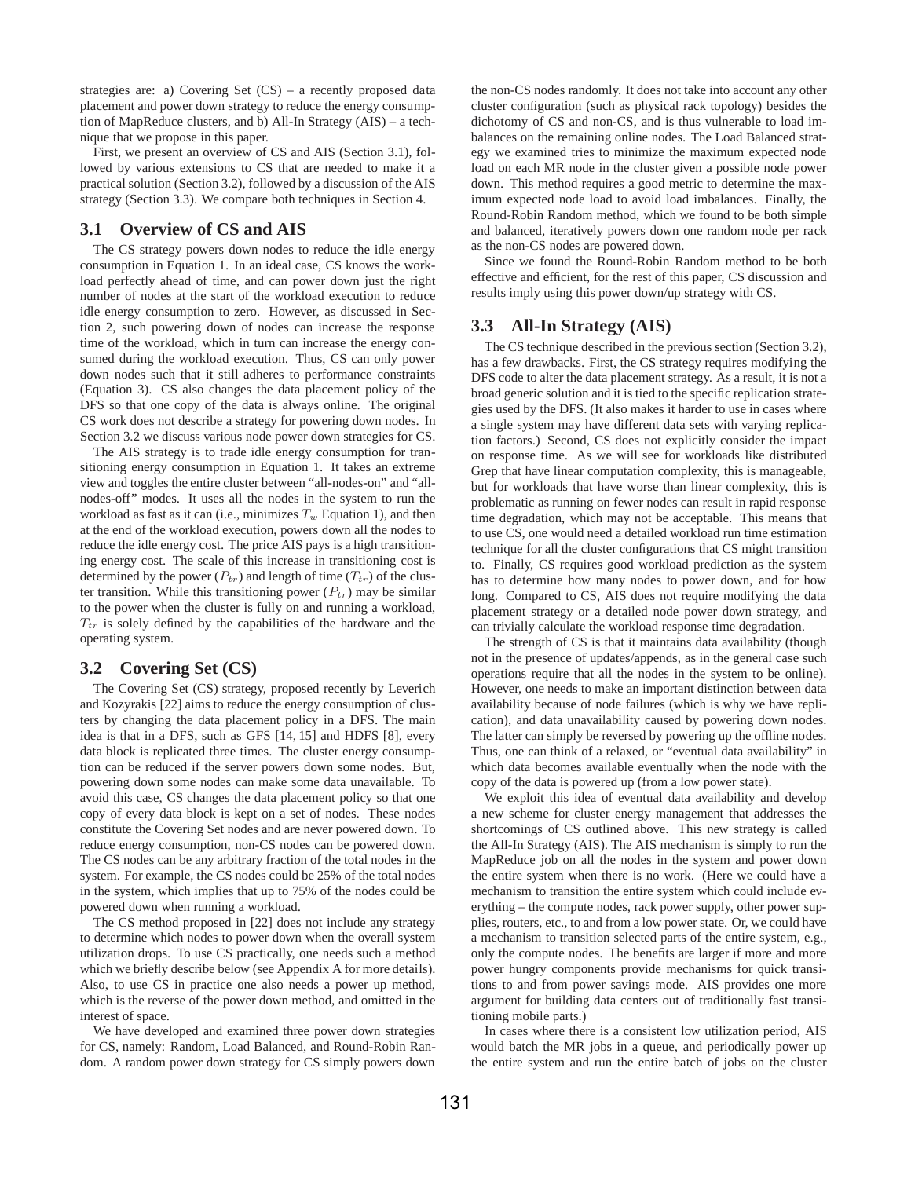strategies are: a) Covering Set (CS) – a recently proposed data placement and power down strategy to reduce the energy consumption of MapReduce clusters, and b) All-In Strategy (AIS) – a technique that we propose in this paper.

First, we present an overview of CS and AIS (Section 3.1), followed by various extensions to CS that are needed to make it a practical solution (Section 3.2), followed by a discussion of the AIS strategy (Section 3.3). We compare both techniques in Section 4.

### 3.1 Overview of CS and AIS

The CS strategy powers down nodes to reduce the idle energy consumption in Equation 1. In an ideal case, CS knows the workload perfectly ahead of time, and can power down just the right number of nodes at the start of the workload execution to reduce idle energy consumption to zero. However, as discussed in Section 2, such powering down of nodes can increase the response time of the workload, which in turn can increase the energy consumed during the workload execution. Thus, CS can only power down nodes such that it still adheres to performance constraints (Equation 3). CS also changes the data placement policy of the DFS so that one copy of the data is always online. The original CS work does not describe a strategy for powering down nodes. In Section 3.2 we discuss various node power down strategies for CS.

The AIS strategy is to trade idle energy consumption for transitioning energy consumption in Equation 1. It takes an extreme view and toggles the entire cluster between "all-nodes-on" and "all-nodes-off" modes. It uses all the nodes in the system to run the workload as fast as it can (i.e., minimizes $T_w$ Equation 1), and then at the end of the workload execution, powers down all the nodes to reduce the idle energy cost. The price AIS pays is a high transitioning energy cost. The scale of this increase in transitioning cost is determined by the power ($P_{tr}$) and length of time ($T_{tr}$) of the cluster transition. While this transitioning power ($P_{tr}$) may be similar to the power when the cluster is fully on and running a workload, $T_{tr}$ is solely defined by the capabilities of the hardware and the operating system.

### 3.2 Covering Set (CS)

The Covering Set (CS) strategy, proposed recently by Leverich and Kozyrakis [22] aims to reduce the energy consumption of clusters by changing the data placement policy in a DFS. The main idea is that in a DFS, such as GFS [14, 15] and HDFS [8], every data block is replicated three times. The cluster energy consumption can be reduced if the server powers down some nodes. But, powering down some nodes can make some data unavailable. To avoid this case, CS changes the data placement policy so that one copy of every data block is kept on a set of nodes. These nodes constitute the Covering Set nodes and are never powered down. To reduce energy consumption, non-CS nodes can be powered down. The CS nodes can be any arbitrary fraction of the total nodes in the system. For example, the CS nodes could be 25% of the total nodes in the system, which implies that up to 75% of the nodes could be powered down when running a workload.

The CS method proposed in [22] does not include any strategy to determine which nodes to power down when the overall system utilization drops. To use CS practically, one needs such a method which we briefly describe below (see Appendix A for more details). Also, to use CS in practice one also needs a power up method, which is the reverse of the power down method, and omitted in the interest of space.

We have developed and examined three power down strategies for CS, namely: Random, Load Balanced, and Round-Robin Random. A random power down strategy for CS simply powers down the non-CS nodes randomly. It does not take into account any other cluster configuration (such as physical rack topology) besides the dichotomy of CS and non-CS, and is thus vulnerable to load imbalances on the remaining online nodes. The Load Balanced strategy we examined tries to minimize the maximum expected node load on each MR node in the cluster given a possible node power down. This method requires a good metric to determine the maximum expected node load to avoid load imbalances. Finally, the Round-Robin Random method, which we found to be both simple and balanced, iteratively powers down one random node per rack as the non-CS nodes are powered down.

Since we found the Round-Robin Random method to be both effective and efficient, for the rest of this paper, CS discussion and results imply using this power down/up strategy with CS.

### 3.3 All-In Strategy (AIS)

The CS technique described in the previous section (Section 3.2), has a few drawbacks. First, the CS strategy requires modifying the DFS code to alter the data placement strategy. As a result, it is not a broad generic solution and it is tied to the specific replication strategies used by the DFS. (It also makes it harder to use in cases where a single system may have different data sets with varying replication factors.) Second, CS does not explicitly consider the impact on response time. As we will see for workloads like distributed Grep that have linear computation complexity, this is manageable, but for workloads that have worse than linear complexity, this is problematic as running on fewer nodes can result in rapid response time degradation, which may not be acceptable. This means that to use CS, one would need a detailed workload run time estimation technique for all the cluster configurations that CS might transition to. Finally, CS requires good workload prediction as the system has to determine how many nodes to power down, and for how long. Compared to CS, AIS does not require modifying the data placement strategy or a detailed node power down strategy, and can trivially calculate the workload response time degradation.

The strength of CS is that it maintains data availability (though not in the presence of updates/appends, as in the general case such operations require that all the nodes in the system to be online). However, one needs to make an important distinction between data availability because of node failures (which is why we have replication), and data unavailability caused by powering down nodes. The latter can simply be reversed by powering up the offline nodes. Thus, one can think of a relaxed, or "eventual data availability" in which data becomes available eventually when the node with the copy of the data is powered up (from a low power state).

We exploit this idea of eventual data availability and develop a new scheme for cluster energy management that addresses the shortcomings of CS outlined above. This new strategy is called the All-In Strategy (AIS). The AIS mechanism is simply to run the MapReduce job on all the nodes in the system and power down the entire system when there is no work. (Here we could have a mechanism to transition the entire system which could include everything – the compute nodes, rack power supply, other power supplies, routers, etc., to and from a low power state. Or, we could have a mechanism to transition selected parts of the entire system, e.g., only the compute nodes. The benefits are larger if more and more power hungry components provide mechanisms for quick transitions to and from power savings mode. AIS provides one more argument for building data centers out of traditionally fast transitioning mobile parts.)

In cases where there is a consistent low utilization period, AIS would batch the MR jobs in a queue, and periodically power up the entire system and run the entire batch of jobs on the cluster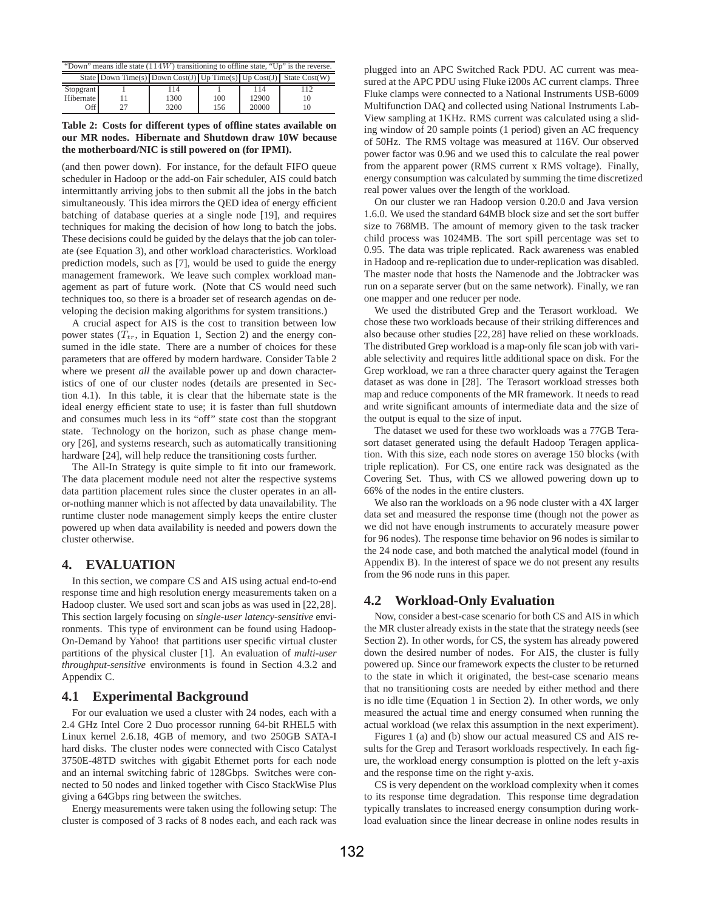| "Down" means idle state ($114W$) transitioning to offline state, "Up" is the reverse. | | | | | |
|---|---|---|---|---|---|
| State | Down Time(s) | Down Cost(J) | Up Time(s) | Up Cost(J) | State Cost(W) |
| Stopgrant | 1 | 114 | 1 | 114 | 112 |
| Hibernate | 11 | 1300 | 100 | 12900 | 10 |
| Off | 27 | 3200 | 156 | 20000 | 10 |

**Table 2: Costs for different types of offline states available on our MR nodes. Hibernate and Shutdown draw 10W because the motherboard/NIC is still powered on (for IPMI).**

(and then power down). For instance, for the default FIFO queue scheduler in Hadoop or the add-on Fair scheduler, AIS could batch intermittantly arriving jobs to then submit all the jobs in the batch simultaneously. This idea mirrors the QED idea of energy efficient batching of database queries at a single node [19], and requires techniques for making the decision of how long to batch the jobs. These decisions could be guided by the delays that the job can tolerate (see Equation 3), and other workload characteristics. Workload prediction models, such as [7], would be used to guide the energy management framework. We leave such complex workload management as part of future work. (Note that CS would need such techniques too, so there is a broader set of research agendas on developing the decision making algorithms for system transitions.)

A crucial aspect for AIS is the cost to transition between low power states ($T_{tr}$, in Equation 1, Section 2) and the energy consumed in the idle state. There are a number of choices for these parameters that are offered by modern hardware. Consider Table 2 where we present *all* the available power up and down characteristics of one of our cluster nodes (details are presented in Section 4.1). In this table, it is clear that the hibernate state is the ideal energy efficient state to use; it is faster than full shutdown and consumes much less in its "off" state cost than the stopgrant state. Technology on the horizon, such as phase change memory [26], and systems research, such as automatically transitioning hardware [24], will help reduce the transitioning costs further.

The All-In Strategy is quite simple to fit into our framework. The data placement module need not alter the respective systems data partition placement rules since the cluster operates in an all-or-nothing manner which is not affected by data unavailability. The runtime cluster node management simply keeps the entire cluster powered up when data availability is needed and powers down the cluster otherwise.

## 4. EVALUATION

In this section, we compare CS and AIS using actual end-to-end response time and high resolution energy measurements taken on a Hadoop cluster. We used sort and scan jobs as was used in [22,28]. This section largely focusing on *single-user latency-sensitive* environments. This type of environment can be found using Hadoop-On-Demand by Yahoo! that partitions user specific virtual cluster partitions of the physical cluster [1]. An evaluation of *multi-user throughput-sensitive* environments is found in Section 4.3.2 and Appendix C.

### 4.1 Experimental Background

For our evaluation we used a cluster with 24 nodes, each with a 2.4 GHz Intel Core 2 Duo processor running 64-bit RHEL5 with Linux kernel 2.6.18, 4GB of memory, and two 250GB SATA-I hard disks. The cluster nodes were connected with Cisco Catalyst 3750E-48TD switches with gigabit Ethernet ports for each node and an internal switching fabric of 128Gbps. Switches were connected to 50 nodes and linked together with Cisco StackWise Plus giving a 64Gbps ring between the switches.

Energy measurements were taken using the following setup: The cluster is composed of 3 racks of 8 nodes each, and each rack was plugged into an APC Switched Rack PDU. AC current was measured at the APC PDU using Fluke i200s AC current clamps. Three Fluke clamps were connected to a National Instruments USB-6009 Multifunction DAQ and collected using National Instruments LabView sampling at 1KHz. RMS current was calculated using a sliding window of 20 sample points (1 period) given an AC frequency of 50Hz. The RMS voltage was measured at 116V. Our observed power factor was 0.96 and we used this to calculate the real power from the apparent power (RMS current x RMS voltage). Finally, energy consumption was calculated by summing the time discretized real power values over the length of the workload.

On our cluster we ran Hadoop version 0.20.0 and Java version 1.6.0. We used the standard 64MB block size and set the sort buffer size to 768MB. The amount of memory given to the task tracker child process was 1024MB. The sort spill percentage was set to 0.95. The data was triple replicated. Rack awareness was enabled in Hadoop and re-replication due to under-replication was disabled. The master node that hosts the Namenode and the Jobtracker was run on a separate server (but on the same network). Finally, we ran one mapper and one reducer per node.

We used the distributed Grep and the Terasort workload. We chose these two workloads because of their striking differences and also because other studies [22, 28] have relied on these workloads. The distributed Grep workload is a map-only file scan job with variable selectivity and requires little additional space on disk. For the Grep workload, we ran a three character query against the Teragen dataset as was done in [28]. The Terasort workload stresses both map and reduce components of the MR framework. It needs to read and write significant amounts of intermediate data and the size of the output is equal to the size of input.

The dataset we used for these two workloads was a 77GB Terasort dataset generated using the default Hadoop Teragen application. With this size, each node stores on average 150 blocks (with triple replication). For CS, one entire rack was designated as the Covering Set. Thus, with CS we allowed powering down up to 66% of the nodes in the entire clusters.

We also ran the workloads on a 96 node cluster with a 4X larger data set and measured the response time (though not the power as we did not have enough instruments to accurately measure power for 96 nodes). The response time behavior on 96 nodes is similar to the 24 node case, and both matched the analytical model (found in Appendix B). In the interest of space we do not present any results from the 96 node runs in this paper.

### 4.2 Workload-Only Evaluation

Now, consider a best-case scenario for both CS and AIS in which the MR cluster already exists in the state that the strategy needs (see Section 2). In other words, for CS, the system has already powered down the desired number of nodes. For AIS, the cluster is fully powered up. Since our framework expects the cluster to be returned to the state in which it originated, the best-case scenario means that no transitioning costs are needed by either method and there is no idle time (Equation 1 in Section 2). In other words, we only measured the actual time and energy consumed when running the actual workload (we relax this assumption in the next experiment).

Figures 1 (a) and (b) show our actual measured CS and AIS results for the Grep and Terasort workloads respectively. In each figure, the workload energy consumption is plotted on the left y-axis and the response time on the right y-axis.

CS is very dependent on the workload complexity when it comes to its response time degradation. This response time degradation typically translates to increased energy consumption during workload evaluation since the linear decrease in online nodes results in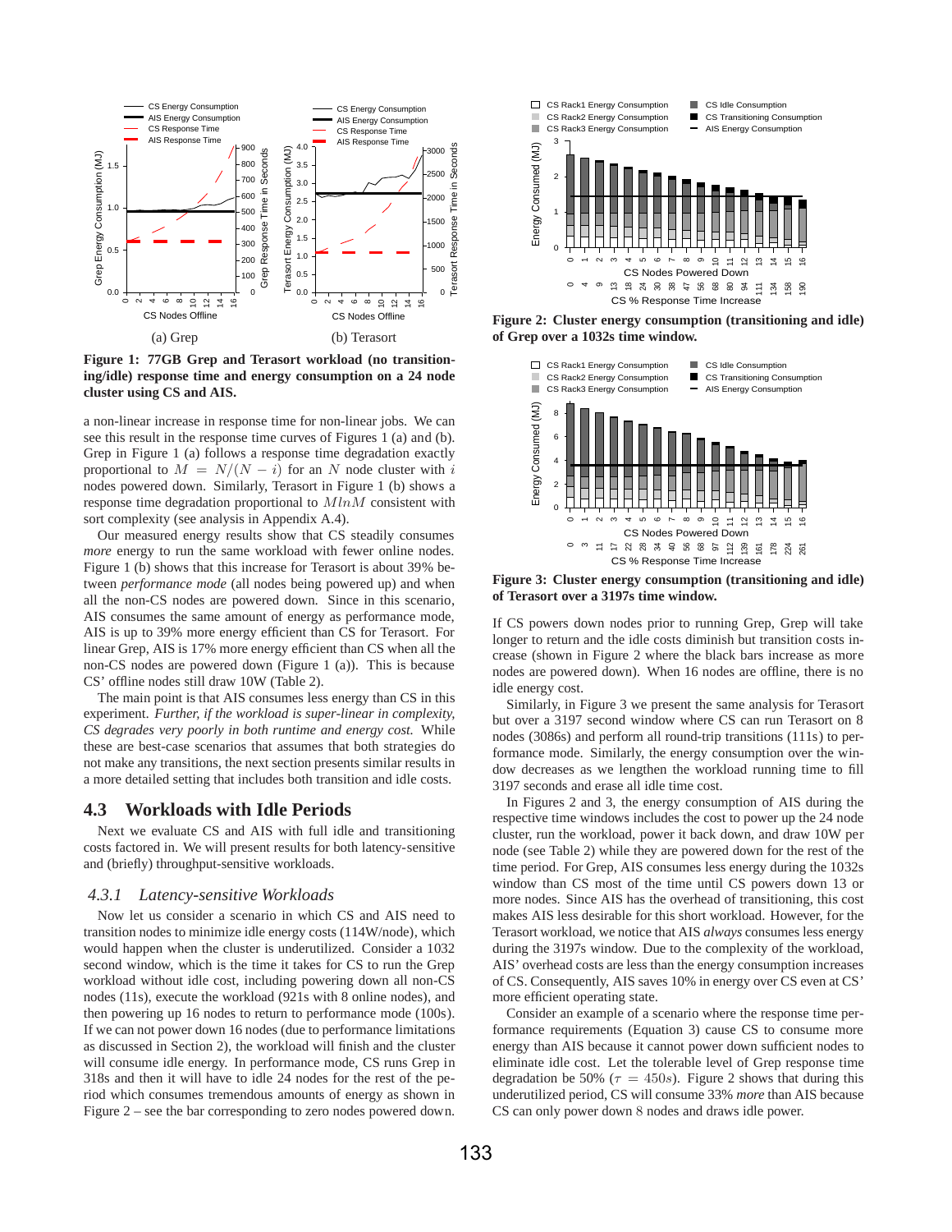Figure 1: 77GB Grep and Terasort workload (no transitioning/idle) response time and energy consumption on a 24 node cluster using CS and AIS.

a non-linear increase in response time for non-linear jobs. We can see this result in the response time curves of Figures 1 (a) and (b). Grep in Figure 1 (a) follows a response time degradation exactly proportional to $M = N/(N - i)$ for an $N$ node cluster with $i$ nodes powered down. Similarly, Terasort in Figure 1 (b) shows a response time degradation proportional to $MlnM$ consistent with sort complexity (see analysis in Appendix A.4).

Our measured energy results show that CS steadily consumes *more* energy to run the same workload with fewer online nodes. Figure 1 (b) shows that this increase for Terasort is about 39% between *performance mode* (all nodes being powered up) and when all the non-CS nodes are powered down. Since in this scenario, AIS consumes the same amount of energy as performance mode, AIS is up to 39% more energy efficient than CS for Terasort. For linear Grep, AIS is 17% more energy efficient than CS when all the non-CS nodes are powered down (Figure 1 (a)). This is because CS' offline nodes still draw 10W (Table 2).

The main point is that AIS consumes less energy than CS in this experiment. *Further, if the workload is super-linear in complexity, CS degrades very poorly in both runtime and energy cost.* While these are best-case scenarios that assumes that both strategies do not make any transitions, the next section presents similar results in a more detailed setting that includes both transition and idle costs.

## 4.3 Workloads with Idle Periods

Next we evaluate CS and AIS with full idle and transitioning costs factored in. We will present results for both latency-sensitive and (briefly) throughput-sensitive workloads.

### 4.3.1 Latency-sensitive Workloads

Now let us consider a scenario in which CS and AIS need to transition nodes to minimize idle energy costs (114W/node), which would happen when the cluster is underutilized. Consider a 1032 second window, which is the time it takes for CS to run the Grep workload without idle cost, including powering down all non-CS nodes (11s), execute the workload (921s with 8 online nodes), and then powering up 16 nodes to return to performance mode (100s). If we can not power down 16 nodes (due to performance limitations as discussed in Section 2), the workload will finish and the cluster will consume idle energy. In performance mode, CS runs Grep in 318s and then it will have to idle 24 nodes for the rest of the period which consumes tremendous amounts of energy as shown in Figure 2 – see the bar corresponding to zero nodes powered down.

Figure 2: Cluster energy consumption (transitioning and idle) of Grep over a 1032s time window.

Figure 3: Cluster energy consumption (transitioning and idle) of Terasort over a 3197s time window.

If CS powers down nodes prior to running Grep, Grep will take longer to return and the idle costs diminish but transition costs increase (shown in Figure 2 where the black bars increase as more nodes are powered down). When 16 nodes are offline, there is no idle energy cost.

Similarly, in Figure 3 we present the same analysis for Terasort but over a 3197 second window where CS can run Terasort on 8 nodes (3086s) and perform all round-trip transitions (111s) to performance mode. Similarly, the energy consumption over the window decreases as we lengthen the workload running time to fill 3197 seconds and erase all idle time cost.

In Figures 2 and 3, the energy consumption of AIS during the respective time windows includes the cost to power up the 24 node cluster, run the workload, power it back down, and draw 10W per node (see Table 2) while they are powered down for the rest of the time period. For Grep, AIS consumes less energy during the 1032s window than CS most of the time until CS powers down 13 or more nodes. Since AIS has the overhead of transitioning, this cost makes AIS less desirable for this short workload. However, for the Terasort workload, we notice that AIS *always* consumes less energy during the 3197s window. Due to the complexity of the workload, AIS' overhead costs are less than the energy consumption increases of CS. Consequently, AIS saves 10% in energy over CS even at CS' more efficient operating state.

Consider an example of a scenario where the response time performance requirements (Equation 3) cause CS to consume more energy than AIS because it cannot power down sufficient nodes to eliminate idle cost. Let the tolerable level of Grep response time degradation be 50% ($\tau = 450s$). Figure 2 shows that during this underutilized period, CS will consume 33% *more* than AIS because CS can only power down $8$ nodes and draws idle power.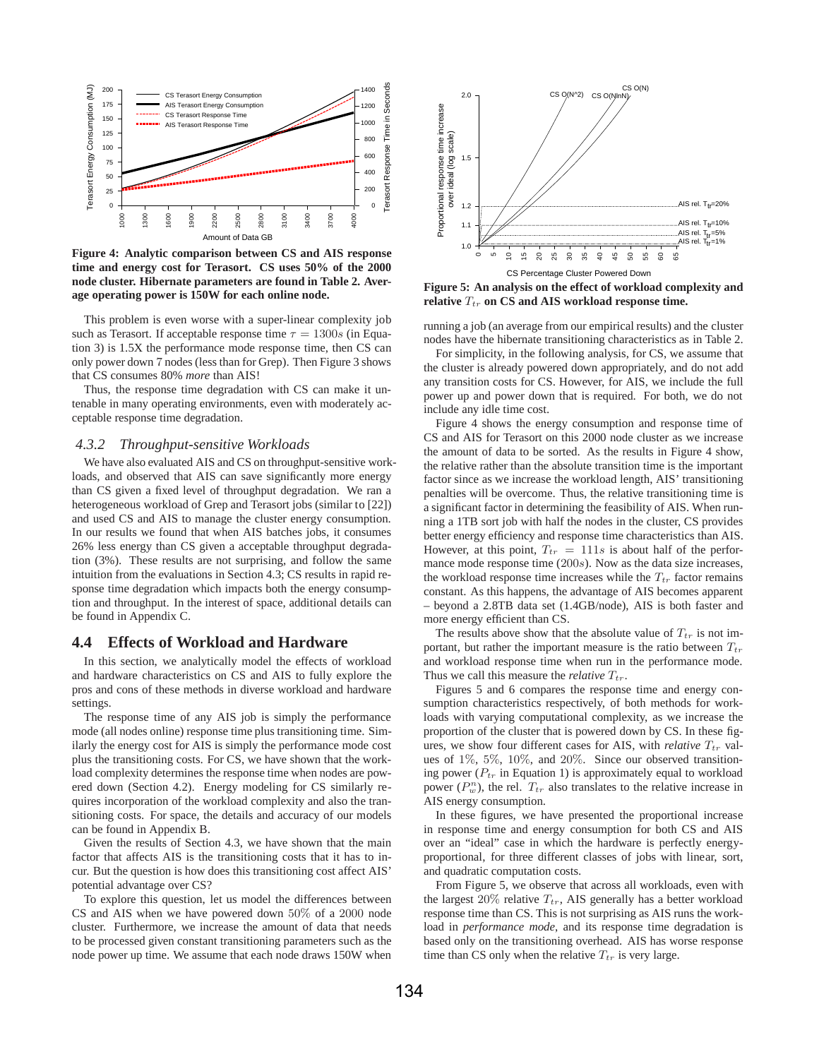**Figure 4: Analytic comparison between CS and AIS response time and energy cost for Terasort. CS uses 50% of the 2000 node cluster. Hibernate parameters are found in Table 2. Average operating power is 150W for each online node.**

This problem is even worse with a super-linear complexity job such as Terasort. If acceptable response time $\tau = 1300s$ (in Equation 3) is 1.5X the performance mode response time, then CS can only power down 7 nodes (less than for Grep). Then Figure 3 shows that CS consumes 80% *more* than AIS!

Thus, the response time degradation with CS can make it untenable in many operating environments, even with moderately acceptable response time degradation.

### 4.3.2 Throughput-sensitive Workloads

We have also evaluated AIS and CS on throughput-sensitive workloads, and observed that AIS can save significantly more energy than CS given a fixed level of throughput degradation. We ran a heterogeneous workload of Grep and Terasort jobs (similar to [22]) and used CS and AIS to manage the cluster energy consumption. In our results we found that when AIS batches jobs, it consumes 26% less energy than CS given a acceptable throughput degradation (3%). These results are not surprising, and follow the same intuition from the evaluations in Section 4.3; CS results in rapid response time degradation which impacts both the energy consumption and throughput. In the interest of space, additional details can be found in Appendix C.

## 4.4 Effects of Workload and Hardware

In this section, we analytically model the effects of workload and hardware characteristics on CS and AIS to fully explore the pros and cons of these methods in diverse workload and hardware settings.

The response time of any AIS job is simply the performance mode (all nodes online) response time plus transitioning time. Similarly the energy cost for AIS is simply the performance mode cost plus the transitioning costs. For CS, we have shown that the workload complexity determines the response time when nodes are powered down (Section 4.2). Energy modeling for CS similarly requires incorporation of the workload complexity and also the transitioning costs. For space, the details and accuracy of our models can be found in Appendix B.

Given the results of Section 4.3, we have shown that the main factor that affects AIS is the transitioning costs that it has to incur. But the question is how does this transitioning cost affect AIS' potential advantage over CS?

To explore this question, let us model the differences between CS and AIS when we have powered down 50% of a 2000 node cluster. Furthermore, we increase the amount of data that needs to be processed given constant transitioning parameters such as the node power up time. We assume that each node draws 150W when running a job (an average from our empirical results) and the cluster nodes have the hibernate transitioning characteristics as in Table 2.

For simplicity, in the following analysis, for CS, we assume that the cluster is already powered down appropriately, and do not add any transition costs for CS. However, for AIS, we include the full power up and power down that is required. For both, we do not include any idle time cost.

Figure 4 shows the energy consumption and response time of CS and AIS for Terasort on this 2000 node cluster as we increase the amount of data to be sorted. As the results in Figure 4 show, the relative rather than the absolute transition time is the important factor since as we increase the workload length, AIS' transitioning penalties will be overcome. Thus, the relative transitioning time is a significant factor in determining the feasibility of AIS. When running a 1TB sort job with half the nodes in the cluster, CS provides better energy efficiency and response time characteristics than AIS. However, at this point, $T_{tr} = 111s$ is about half of the performance mode response time ($200s$). Now as the data size increases, the workload response time increases while the $T_{tr}$ factor remains constant. As this happens, the advantage of AIS becomes apparent – beyond a 2.8TB data set (1.4GB/node), AIS is both faster and more energy efficient than CS.

The results above show that the absolute value of $T_{tr}$ is not important, but rather the important measure is the ratio between $T_{tr}$ and workload response time when run in the performance mode. Thus we call this measure the *relative* $T_{tr}$.

**Figure 5: An analysis on the effect of workload complexity and relative $T_{tr}$ on CS and AIS workload response time.**

Figures 5 and 6 compares the response time and energy consumption characteristics respectively, of both methods for workloads with varying computational complexity, as we increase the proportion of the cluster that is powered down by CS. In these figures, we show four different cases for AIS, with *relative* $T_{tr}$ values of $1\%$, $5\%$, $10\%$, and $20\%$. Since our observed transitioning power ($P_{tr}$ in Equation 1) is approximately equal to workload power ($P_w^n$), the rel. $T_{tr}$ also translates to the relative increase in AIS energy consumption.

In these figures, we have presented the proportional increase in response time and energy consumption for both CS and AIS over an "ideal" case in which the hardware is perfectly energy-proportional, for three different classes of jobs with linear, sort, and quadratic computation costs.

From Figure 5, we observe that across all workloads, even with the largest $20\%$ relative $T_{tr}$, AIS generally has a better workload response time than CS. This is not surprising as AIS runs the workload in *performance mode*, and its response time degradation is based only on the transitioning overhead. AIS has worse response time than CS only when the relative $T_{tr}$ is very large.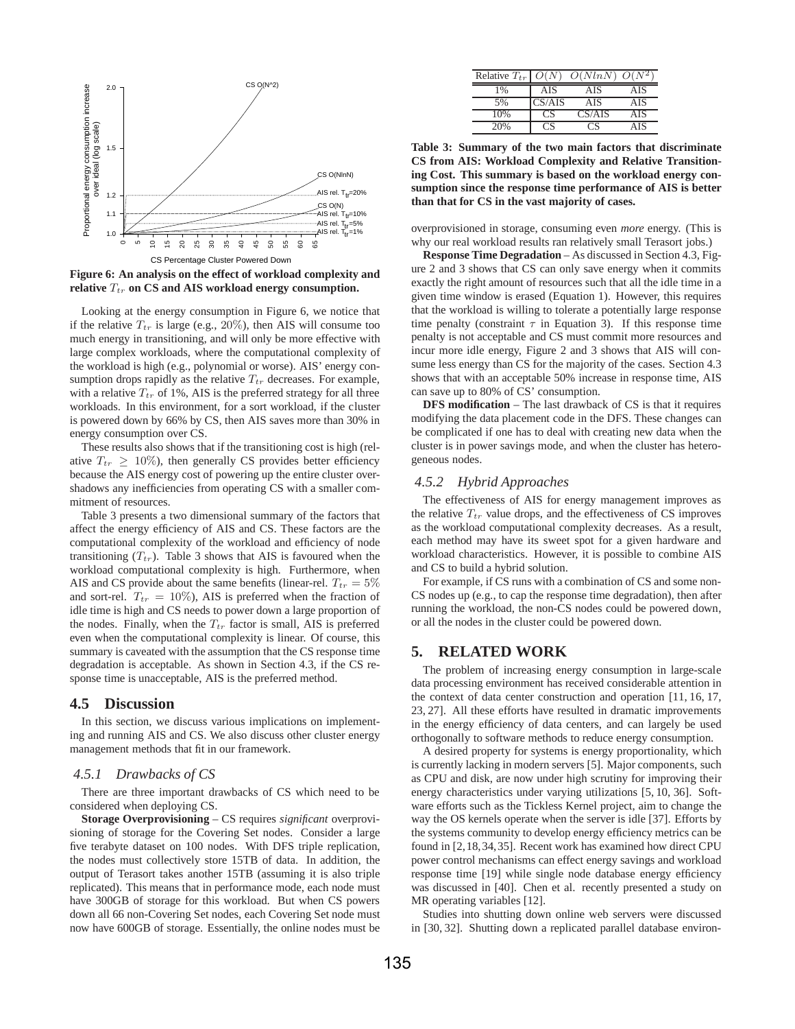Figure 6: An analysis on the effect of workload complexity and relative $T_{tr}$ on CS and AIS workload energy consumption.

Looking at the energy consumption in Figure 6, we notice that if the relative $T_{tr}$ is large (e.g., 20%), then AIS will consume too much energy in transitioning, and will only be more effective with large complex workloads, where the computational complexity of the workload is high (e.g., polynomial or worse). AIS' energy consumption drops rapidly as the relative $T_{tr}$ decreases. For example, with a relative $T_{tr}$ of 1%, AIS is the preferred strategy for all three workloads. In this environment, for a sort workload, if the cluster is powered down by 66% by CS, then AIS saves more than 30% in energy consumption over CS.

These results also shows that if the transitioning cost is high (relative $T_{tr} \geq 10\%$), then generally CS provides better efficiency because the AIS energy cost of powering up the entire cluster overshadows any inefficiencies from operating CS with a smaller commitment of resources.

Table 3 presents a two dimensional summary of the factors that affect the energy efficiency of AIS and CS. These factors are the computational complexity of the workload and efficiency of node transitioning ($T_{tr}$). Table 3 shows that AIS is favoured when the workload computational complexity is high. Furthermore, when AIS and CS provide about the same benefits (linear-rel. $T_{tr} = 5\%$ and sort-rel. $T_{tr} = 10\%$), AIS is preferred when the fraction of idle time is high and CS needs to power down a large proportion of the nodes. Finally, when the $T_{tr}$ factor is small, AIS is preferred even when the computational complexity is linear. Of course, this summary is caveated with the assumption that the CS response time degradation is acceptable. As shown in Section 4.3, if the CS response time is unacceptable, AIS is the preferred method.

## 4.5 Discussion

In this section, we discuss various implications on implementing and running AIS and CS. We also discuss other cluster energy management methods that fit in our framework.

### 4.5.1 Drawbacks of CS

There are three important drawbacks of CS which need to be considered when deploying CS.

**Storage Overprovisioning** – CS requires *significant* overprovisioning of storage for the Covering Set nodes. Consider a large five terabyte dataset on 100 nodes. With DFS triple replication, the nodes must collectively store 15TB of data. In addition, the output of Terasort takes another 15TB (assuming it is also triple replicated). This means that in performance mode, each node must have 300GB of storage for this workload. But when CS powers down all 66 non-Covering Set nodes, each Covering Set node must now have 600GB of storage. Essentially, the online nodes must be overprovisioned in storage, consuming even *more* energy. (This is why our real workload results ran relatively small Terasort jobs.)

| Relative $T_{tr}$ | $O(N)$ | $O(NlnN)$ | $O(N^2)$ |
|---|---|---|---|
| 1% | AIS | AIS | AIS |
| 5% | CS/AIS | AIS | AIS |
| 10% | CS | CS/AIS | AIS |
| 20% | CS | CS | AIS |

**Table 3: Summary of the two main factors that discriminate CS from AIS: Workload Complexity and Relative Transitioning Cost. This summary is based on the workload energy consumption since the response time performance of AIS is better than that for CS in the vast majority of cases.**

**Response Time Degradation** – As discussed in Section 4.3, Figure 2 and 3 shows that CS can only save energy when it commits exactly the right amount of resources such that all the idle time in a given time window is erased (Equation 1). However, this requires that the workload is willing to tolerate a potentially large response time penalty (constraint $\tau$ in Equation 3). If this response time penalty is not acceptable and CS must commit more resources and incur more idle energy, Figure 2 and 3 shows that AIS will consume less energy than CS for the majority of the cases. Section 4.3 shows that with an acceptable 50% increase in response time, AIS can save up to 80% of CS' consumption.

**DFS modification** – The last drawback of CS is that it requires modifying the data placement code in the DFS. These changes can be complicated if one has to deal with creating new data when the cluster is in power savings mode, and when the cluster has heterogeneous nodes.

### 4.5.2 Hybrid Approaches

The effectiveness of AIS for energy management improves as the relative $T_{tr}$ value drops, and the effectiveness of CS improves as the workload computational complexity decreases. As a result, each method may have its sweet spot for a given hardware and workload characteristics. However, it is possible to combine AIS and CS to build a hybrid solution.

For example, if CS runs with a combination of CS and some non-CS nodes up (e.g., to cap the response time degradation), then after running the workload, the non-CS nodes could be powered down, or all the nodes in the cluster could be powered down.

## 5. RELATED WORK

The problem of increasing energy consumption in large-scale data processing environment has received considerable attention in the context of data center construction and operation [11, 16, 17, 23, 27]. All these efforts have resulted in dramatic improvements in the energy efficiency of data centers, and can largely be used orthogonally to software methods to reduce energy consumption.

A desired property for systems is energy proportionality, which is currently lacking in modern servers [5]. Major components, such as CPU and disk, are now under high scrutiny for improving their energy characteristics under varying utilizations [5, 10, 36]. Software efforts such as the Tickless Kernel project, aim to change the way the OS kernels operate when the server is idle [37]. Efforts by the systems community to develop energy efficiency metrics can be found in [2, 18, 34, 35]. Recent work has examined how direct CPU power control mechanisms can effect energy savings and workload response time [19] while single node database energy efficiency was discussed in [40]. Chen et al. recently presented a study on MR operating variables [12].

Studies into shutting down online web servers were discussed in [30, 32]. Shutting down a replicated parallel database environ-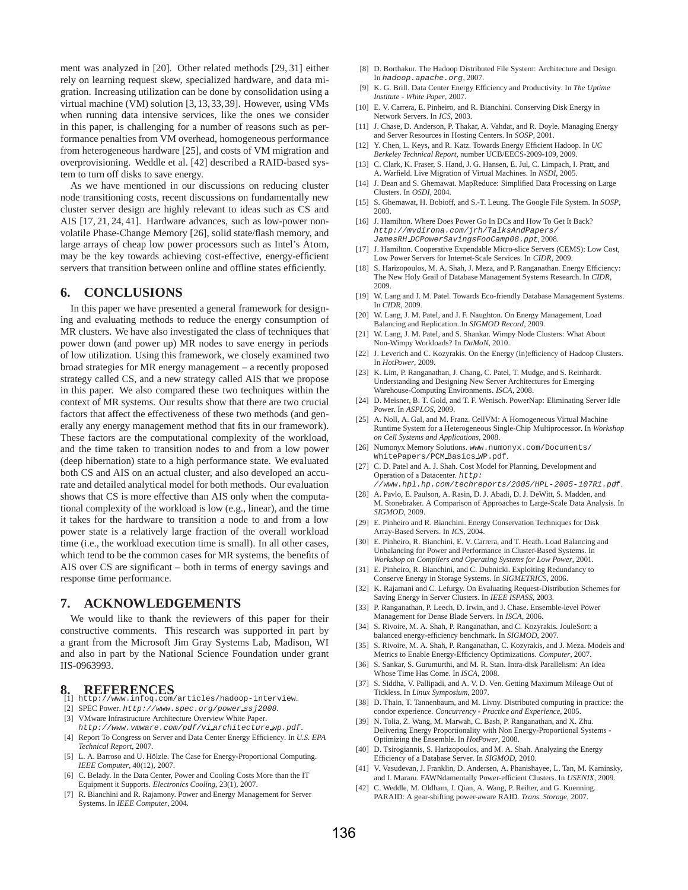ment was analyzed in [20]. Other related methods [29, 31] either rely on learning request skew, specialized hardware, and data migration. Increasing utilization can be done by consolidation using a virtual machine (VM) solution [3, 13, 33, 39]. However, using VMs when running data intensive services, like the ones we consider in this paper, is challenging for a number of reasons such as performance penalties from VM overhead, homogeneous performance from heterogeneous hardware [25], and costs of VM migration and overprovisioning. Weddle et al. [42] described a RAID-based system to turn off disks to save energy.

As we have mentioned in our discussions on reducing cluster node transitioning costs, recent discussions on fundamentally new cluster server design are highly relevant to ideas such as CS and AIS [17, 21, 24, 41]. Hardware advances, such as low-power non-volatile Phase-Change Memory [26], solid state/flash memory, and large arrays of cheap low power processors such as Intel's Atom, may be the key towards achieving cost-effective, energy-efficient servers that transition between online and offline states efficiently.

## 6. CONCLUSIONS

In this paper we have presented a general framework for designing and evaluating methods to reduce the energy consumption of MR clusters. We have also investigated the class of techniques that power down (and power up) MR nodes to save energy in periods of low utilization. Using this framework, we closely examined two broad strategies for MR energy management – a recently proposed strategy called CS, and a new strategy called AIS that we propose in this paper. We also compared these two techniques within the context of MR systems. Our results show that there are two crucial factors that affect the effectiveness of these two methods (and generally any energy management method that fits in our framework). These factors are the computational complexity of the workload, and the time taken to transition nodes to and from a low power (deep hibernation) state to a high performance state. We evaluated both CS and AIS on an actual cluster, and also developed an accurate and detailed analytical model for both methods. Our evaluation shows that CS is more effective than AIS only when the computational complexity of the workload is low (e.g., linear), and the time it takes for the hardware to transition a node to and from a low power state is a relatively large fraction of the overall workload time (i.e., the workload execution time is small). In all other cases, which tend to be the common cases for MR systems, the benefits of AIS over CS are significant – both in terms of energy savings and response time performance.

## 7. ACKNOWLEDGEMENTS

We would like to thank the reviewers of this paper for their constructive comments. This research was supported in part by a grant from the Microsoft Jim Gray Systems Lab, Madison, WI and also in part by the National Science Foundation under grant IIS-0963993.

## 8. REFERENCES

[1] http://www.infoq.com/articles/hadoop-interview.

[2] SPEC Power. *http://www.spec.org/power_ssj2008*.

[3] VMware Infrastructure Architecture Overview White Paper. *http://www.vmware.com/pdf/vi_architecture_wp.pdf*.

[4] Report To Congress on Server and Data Center Energy Efficiency. In *U.S. EPA Technical Report*, 2007.

[5] L. A. Barroso and U. Hölzle. The Case for Energy-Proportional Computing. *IEEE Computer*, 40(12), 2007.

[6] C. Belady. In the Data Center, Power and Cooling Costs More than the IT Equipment it Supports. *Electronics Cooling*, 23(1), 2007.

[7] R. Bianchini and R. Rajamony. Power and Energy Management for Server Systems. In *IEEE Computer*, 2004.

[8] D. Borthakur. The Hadoop Distributed File System: Architecture and Design. In *hadoop.apache.org*, 2007.

[9] K. G. Brill. Data Center Energy Efficiency and Productivity. In *The Uptime Institute - White Paper*, 2007.

[10] E. V. Carrera, E. Pinheiro, and R. Bianchini. Conserving Disk Energy in Network Servers. In *ICS*, 2003.

[11] J. Chase, D. Anderson, P. Thakar, A. Vahdat, and R. Doyle. Managing Energy and Server Resources in Hosting Centers. In *SOSP*, 2001.

[12] Y. Chen, L. Keys, and R. Katz. Towards Energy Efficient Hadoop. In *UC Berkeley Technical Report*, number UCB/EECS-2009-109, 2009.

[13] C. Clark, K. Fraser, S. Hand, J. G. Hansen, E. Jul, C. Limpach, I. Pratt, and A. Warfield. Live Migration of Virtual Machines. In *NSDI*, 2005.

[14] J. Dean and S. Ghemawat. MapReduce: Simplified Data Processing on Large Clusters. In *OSDI*, 2004.

[15] S. Ghemawat, H. Bobioff, and S.-T. Leung. The Google File System. In *SOSP*, 2003.

[16] J. Hamilton. Where Does Power Go In DCs and How To Get It Back? *http://mvdirona.com/jrh/TalksAndPapers/JamesRH_DCPowerSavingsFooCamp08.ppt*, 2008.

[17] J. Hamilton. Cooperative Expendable Micro-slice Servers (CEMS): Low Cost, Low Power Servers for Internet-Scale Services. In *CIDR*, 2009.

[18] S. Harizopoulos, M. A. Shah, J. Meza, and P. Ranganathan. Energy Efficiency: The New Holy Grail of Database Management Systems Research. In *CIDR*, 2009.

[19] W. Lang and J. M. Patel. Towards Eco-friendly Database Management Systems. In *CIDR*, 2009.

[20] W. Lang, J. M. Patel, and J. F. Naughton. On Energy Management, Load Balancing and Replication. In *SIGMOD Record*, 2009.

[21] W. Lang, J. M. Patel, and S. Shankar. Wimpy Node Clusters: What About Non-Wimpy Workloads? In *DaMoN*, 2010.

[22] J. Leverich and C. Kozyrakis. On the Energy (In)efficiency of Hadoop Clusters. In *HotPower*, 2009.

[23] K. Lim, P. Ranganathan, J. Chang, C. Patel, T. Mudge, and S. Reinhardt. Understanding and Designing New Server Architectures for Emerging Warehouse-Computing Environments. *ISCA*, 2008.

[24] D. Meisner, B. T. Gold, and T. F. Wenisch. PowerNap: Eliminating Server Idle Power. In *ASPLOS*, 2009.

[25] A. Noll, A. Gal, and M. Franz. CellVM: A Homogeneous Virtual Machine Runtime System for a Heterogeneous Single-Chip Multiprocessor. In *Workshop on Cell Systems and Applications*, 2008.

[26] Numonyx Memory Solutions. www.numonyx.com/Documents/WhitePapers/PCM_Basics_WP.pdf.

[27] C. D. Patel and A. J. Shah. Cost Model for Planning, Development and Operation of a Datacenter. *http://www.hpl.hp.com/techreports/2005/HPL-2005-107R1.pdf*.

[28] A. Pavlo, E. Paulson, A. Rasin, D. J. Abadi, D. J. DeWitt, S. Madden, and M. Stonebraker. A Comparison of Approaches to Large-Scale Data Analysis. In *SIGMOD*, 2009.

[29] E. Pinheiro and R. Bianchini. Energy Conservation Techniques for Disk Array-Based Servers. In *ICS*, 2004.

[30] E. Pinheiro, R. Bianchini, E. V. Carrera, and T. Heath. Load Balancing and Unbalancing for Power and Performance in Cluster-Based Systems. In *Workshop on Compilers and Operating Systems for Low Power*, 2001.

[31] E. Pinheiro, R. Bianchini, and C. Dubnicki. Exploiting Redundancy to Conserve Energy in Storage Systems. In *SIGMETRICS*, 2006.

[32] K. Rajamani and C. Lefurgy. On Evaluating Request-Distribution Schemes for Saving Energy in Server Clusters. In *IEEE ISPASS*, 2003.

[33] P. Ranganathan, P. Leech, D. Irwin, and J. Chase. Ensemble-level Power Management for Dense Blade Servers. In *ISCA*, 2006.

[34] S. Rivoire, M. A. Shah, P. Ranganathan, and C. Kozyrakis. JouleSort: a balanced energy-efficiency benchmark. In *SIGMOD*, 2007.

[35] S. Rivoire, M. A. Shah, P. Ranganathan, C. Kozyrakis, and J. Meza. Models and Metrics to Enable Energy-Efficiency Optimizations. *Computer*, 2007.

[36] S. Sankar, S. Gurumurthi, and M. R. Stan. Intra-disk Parallelism: An Idea Whose Time Has Come. In *ISCA*, 2008.

[37] S. Siddha, V. Pallipadi, and A. V. D. Ven. Getting Maximum Mileage Out of Tickless. In *Linux Symposium*, 2007.

[38] D. Thain, T. Tannenbaum, and M. Livny. Distributed computing in practice: the condor experience. *Concurrency - Practice and Experience*, 2005.

[39] N. Tolia, Z. Wang, M. Marwah, C. Bash, P. Ranganathan, and X. Zhu. Delivering Energy Proportionality with Non Energy-Proportional Systems - Optimizing the Ensemble. In *HotPower*, 2008.

[40] D. Tsirogiannis, S. Harizopoulos, and M. A. Shah. Analyzing the Energy Efficiency of a Database Server. In *SIGMOD*, 2010.

[41] V. Vasudevan, J. Franklin, D. Andersen, A. Phanishayee, L. Tan, M. Kaminsky, and I. Mararu. FAWNdamentally Power-efficient Clusters. In *USENIX*, 2009.

[42] C. Weddle, M. Oldham, J. Qian, A. Wang, P. Reiher, and G. Kuenning. PARAID: A gear-shifting power-aware RAID. *Trans. Storage*, 2007.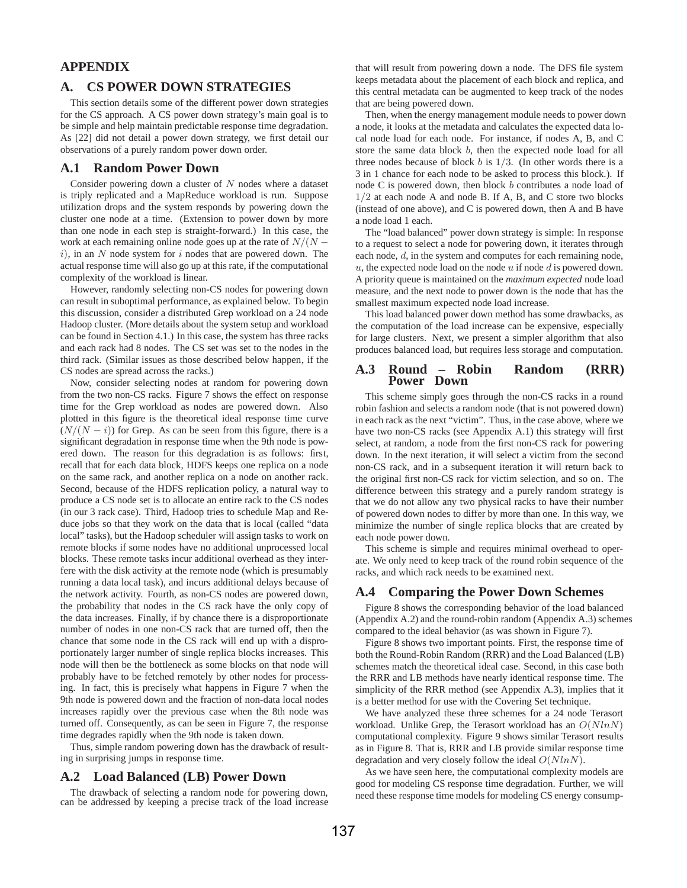# APPENDIX

## A. CS POWER DOWN STRATEGIES

This section details some of the different power down strategies for the CS approach. A CS power down strategy's main goal is to be simple and help maintain predictable response time degradation. As [22] did not detail a power down strategy, we first detail our observations of a purely random power down order.

### A.1 Random Power Down

Consider powering down a cluster of $N$ nodes where a dataset is triply replicated and a MapReduce workload is run. Suppose utilization drops and the system responds by powering down the cluster one node at a time. (Extension to power down by more than one node in each step is straight-forward.) In this case, the work at each remaining online node goes up at the rate of $N/(N - i)$, in an $N$ node system for $i$ nodes that are powered down. The actual response time will also go up at this rate, if the computational complexity of the workload is linear.

However, randomly selecting non-CS nodes for powering down can result in suboptimal performance, as explained below. To begin this discussion, consider a distributed Grep workload on a 24 node Hadoop cluster. (More details about the system setup and workload can be found in Section 4.1.) In this case, the system has three racks and each rack had 8 nodes. The CS set was set to the nodes in the third rack. (Similar issues as those described below happen, if the CS nodes are spread across the racks.)

Now, consider selecting nodes at random for powering down from the two non-CS racks. Figure 7 shows the effect on response time for the Grep workload as nodes are powered down. Also plotted in this figure is the theoretical ideal response time curve ($N/(N - i)$) for Grep. As can be seen from this figure, there is a significant degradation in response time when the 9th node is powered down. The reason for this degradation is as follows: first, recall that for each data block, HDFS keeps one replica on a node on the same rack, and another replica on a node on another rack. Second, because of the HDFS replication policy, a natural way to produce a CS node set is to allocate an entire rack to the CS nodes (in our 3 rack case). Third, Hadoop tries to schedule Map and Reduce jobs so that they work on the data that is local (called "data local" tasks), but the Hadoop scheduler will assign tasks to work on remote blocks if some nodes have no additional unprocessed local blocks. These remote tasks incur additional overhead as they interfere with the disk activity at the remote node (which is presumably running a data local task), and incurs additional delays because of the network activity. Fourth, as non-CS nodes are powered down, the probability that nodes in the CS rack have the only copy of the data increases. Finally, if by chance there is a disproportionate number of nodes in one non-CS rack that are turned off, then the chance that some node in the CS rack will end up with a disproportionately larger number of single replica blocks increases. This node will then be the bottleneck as some blocks on that node will probably have to be fetched remotely by other nodes for processing. In fact, this is precisely what happens in Figure 7 when the 9th node is powered down and the fraction of non-data local nodes increases rapidly over the previous case when the 8th node was turned off. Consequently, as can be seen in Figure 7, the response time degrades rapidly when the 9th node is taken down.

Thus, simple random powering down has the drawback of resulting in surprising jumps in response time.

### A.2 Load Balanced (LB) Power Down

The drawback of selecting a random node for powering down, can be addressed by keeping a precise track of the load increase that will result from powering down a node. The DFS file system keeps metadata about the placement of each block and replica, and this central metadata can be augmented to keep track of the nodes that are being powered down.

Then, when the energy management module needs to power down a node, it looks at the metadata and calculates the expected data local node load for each node. For instance, if nodes A, B, and C store the same data block $b$, then the expected node load for all three nodes because of block $b$ is $1/3$. (In other words there is a 3 in 1 chance for each node to be asked to process this block.). If node C is powered down, then block $b$ contributes a node load of $1/2$ at each node A and node B. If A, B, and C store two blocks (instead of one above), and C is powered down, then A and B have a node load 1 each.

The "load balanced" power down strategy is simple: In response to a request to select a node for powering down, it iterates through each node, $d$, in the system and computes for each remaining node, $u$, the expected node load on the node $u$ if node $d$ is powered down. A priority queue is maintained on the *maximum expected* node load measure, and the next node to power down is the node that has the smallest maximum expected node load increase.

This load balanced power down method has some drawbacks, as the computation of the load increase can be expensive, especially for large clusters. Next, we present a simpler algorithm that also produces balanced load, but requires less storage and computation.

### A.3 Round – Robin Random (RRR) Power Down

This scheme simply goes through the non-CS racks in a round robin fashion and selects a random node (that is not powered down) in each rack as the next "victim". Thus, in the case above, where we have two non-CS racks (see Appendix A.1) this strategy will first select, at random, a node from the first non-CS rack for powering down. In the next iteration, it will select a victim from the second non-CS rack, and in a subsequent iteration it will return back to the original first non-CS rack for victim selection, and so on. The difference between this strategy and a purely random strategy is that we do not allow any two physical racks to have their number of powered down nodes to differ by more than one. In this way, we minimize the number of single replica blocks that are created by each node power down.

This scheme is simple and requires minimal overhead to operate. We only need to keep track of the round robin sequence of the racks, and which rack needs to be examined next.

### A.4 Comparing the Power Down Schemes

Figure 8 shows the corresponding behavior of the load balanced (Appendix A.2) and the round-robin random (Appendix A.3) schemes compared to the ideal behavior (as was shown in Figure 7).

Figure 8 shows two important points. First, the response time of both the Round-Robin Random (RRR) and the Load Balanced (LB) schemes match the theoretical ideal case. Second, in this case both the RRR and LB methods have nearly identical response time. The simplicity of the RRR method (see Appendix A.3), implies that it is a better method for use with the Covering Set technique.

We have analyzed these three schemes for a 24 node Terasort workload. Unlike Grep, the Terasort workload has an $O(NlnN)$ computational complexity. Figure 9 shows similar Terasort results as in Figure 8. That is, RRR and LB provide similar response time degradation and very closely follow the ideal $O(NlnN)$.

As we have seen here, the computational complexity models are good for modeling CS response time degradation. Further, we will need these response time models for modeling CS energy consump-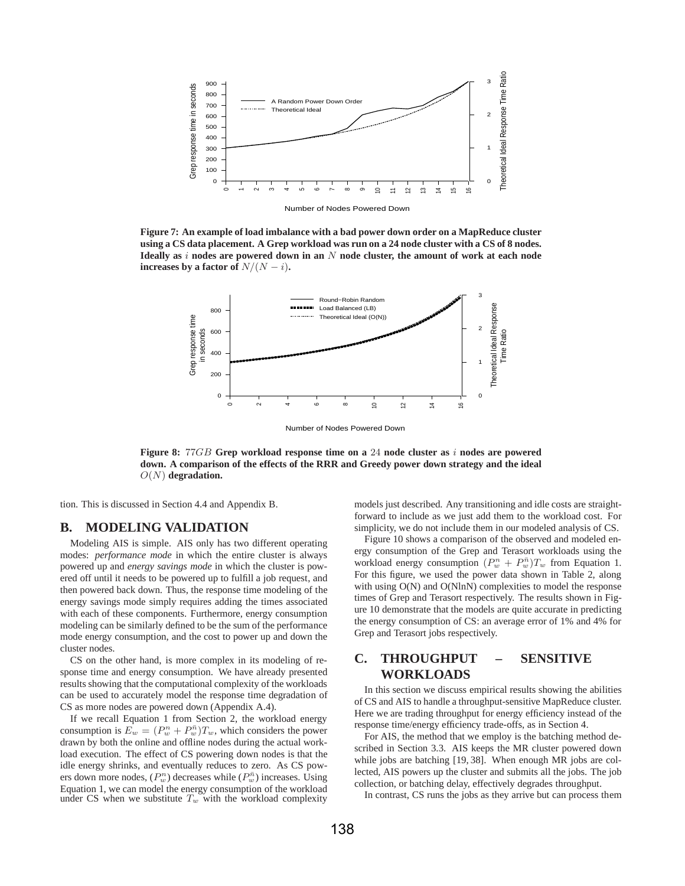**Figure 7: An example of load imbalance with a bad power down order on a MapReduce cluster using a CS data placement. A Grep workload was run on a 24 node cluster with a CS of 8 nodes. Ideally as $i$ nodes are powered down in an $N$ node cluster, the amount of work at each node increases by a factor of $N/(N-i)$.**

**Figure 8: $77GB$ Grep workload response time on a $24$ node cluster as $i$ nodes are powered down. A comparison of the effects of the RRR and Greedy power down strategy and the ideal $O(N)$ degradation.**

tion. This is discussed in Section 4.4 and Appendix B.

## B. MODELING VALIDATION

Modeling AIS is simple. AIS only has two different operating modes: *performance mode* in which the entire cluster is always powered up and *energy savings mode* in which the cluster is powered off until it needs to be powered up to fulfill a job request, and then powered back down. Thus, the response time modeling of the energy savings mode simply requires adding the times associated with each of these components. Furthermore, energy consumption modeling can be similarly defined to be the sum of the performance mode energy consumption, and the cost to power up and down the cluster nodes.

CS on the other hand, is more complex in its modeling of response time and energy consumption. We have already presented results showing that the computational complexity of the workloads can be used to accurately model the response time degradation of CS as more nodes are powered down (Appendix A.4).

If we recall Equation 1 from Section 2, the workload energy consumption is $E_w = (P^n_w + P^{\bar{n}}_w)T_w$, which considers the power drawn by both the online and offline nodes during the actual workload execution. The effect of CS powering down nodes is that the idle energy shrinks, and eventually reduces to zero. As CS powers down more nodes, $(P^n_w)$ decreases while $(P^{\bar{n}}_w)$ increases. Using Equation 1, we can model the energy consumption of the workload under CS when we substitute $T_w$ with the workload complexity models just described. Any transitioning and idle costs are straightforward to include as we just add them to the workload cost. For simplicity, we do not include them in our modeled analysis of CS.

Figure 10 shows a comparison of the observed and modeled energy consumption of the Grep and Terasort workloads using the workload energy consumption $(P^n_w + P^{\bar{n}}_w)T_w$ from Equation 1. For this figure, we used the power data shown in Table 2, along with using O(N) and O(NlnN) complexities to model the response times of Grep and Terasort respectively. The results shown in Figure 10 demonstrate that the models are quite accurate in predicting the energy consumption of CS: an average error of 1% and 4% for Grep and Terasort jobs respectively.

## C. THROUGHPUT – SENSITIVE WORKLOADS

In this section we discuss empirical results showing the abilities of CS and AIS to handle a throughput-sensitive MapReduce cluster. Here we are trading throughput for energy efficiency instead of the response time/energy efficiency trade-offs, as in Section 4.

For AIS, the method that we employ is the batching method described in Section 3.3. AIS keeps the MR cluster powered down while jobs are batching [19, 38]. When enough MR jobs are collected, AIS powers up the cluster and submits all the jobs. The job collection, or batching delay, effectively degrades throughput.

In contrast, CS runs the jobs as they arrive but can process them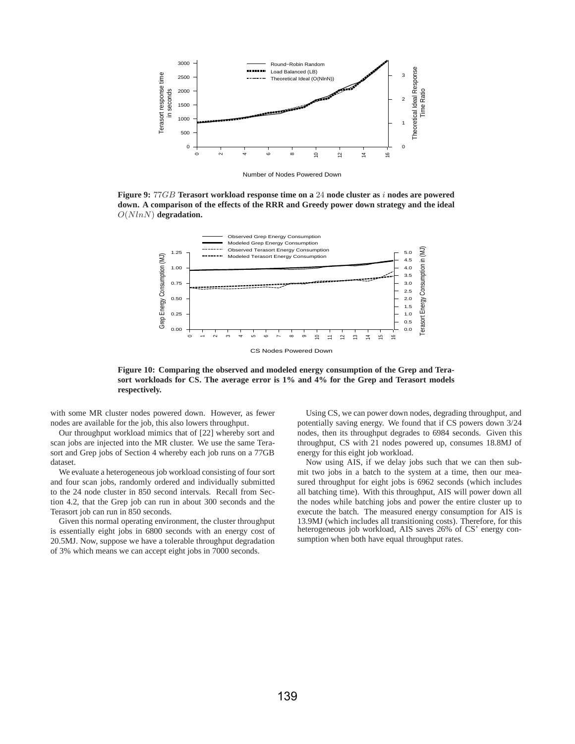3000
2500
2000
1500
1000
500
0

Terasort response time in seconds

Round−Robin Random
Load Balanced (LB)
Theoretical Ideal (O(NlnN))

3
2
1
0

Theoretical Ideal Response Time Ratio

0 2 4 6 8 10 12 14 16

Number of Nodes Powered Down

**Figure 9:** $77GB$ **Terasort workload response time on a** $24$ **node cluster as** $i$ **nodes are powered down. A comparison of the effects of the RRR and Greedy power down strategy and the ideal** $O(NlnN)$ **degradation.**

Observed Grep Energy Consumption
Modeled Grep Energy Consumption
Observed Terasort Energy Consumption
Modeled Terasort Energy Consumption

1.25
1.00
0.75
0.50
0.25
0.00

Grep Energy Consumption (MJ)

5.0
4.5
4.0
3.5
3.0
2.5
2.0
1.5
1.0
0.5
0.0

Terasort Energy Consumption in (MJ)

0 1 2 3 4 5 6 7 8 9 10 11 12 13 14 15 16

CS Nodes Powered Down

**Figure 10: Comparing the observed and modeled energy consumption of the Grep and Terasort workloads for CS. The average error is 1% and 4% for the Grep and Terasort models respectively.**

with some MR cluster nodes powered down. However, as fewer nodes are available for the job, this also lowers throughput.

Our throughput workload mimics that of [22] whereby sort and scan jobs are injected into the MR cluster. We use the same Terasort and Grep jobs of Section 4 whereby each job runs on a 77GB dataset.

We evaluate a heterogeneous job workload consisting of four sort and four scan jobs, randomly ordered and individually submitted to the 24 node cluster in 850 second intervals. Recall from Section 4.2, that the Grep job can run in about 300 seconds and the Terasort job can run in 850 seconds.

Given this normal operating environment, the cluster throughput is essentially eight jobs in 6800 seconds with an energy cost of 20.5MJ. Now, suppose we have a tolerable throughput degradation of 3% which means we can accept eight jobs in 7000 seconds.

Using CS, we can power down nodes, degrading throughput, and potentially saving energy. We found that if CS powers down 3/24 nodes, then its throughput degrades to 6984 seconds. Given this throughput, CS with 21 nodes powered up, consumes 18.8MJ of energy for this eight job workload.

Now using AIS, if we delay jobs such that we can then submit two jobs in a batch to the system at a time, then our measured throughput for eight jobs is 6962 seconds (which includes all batching time). With this throughput, AIS will power down all the nodes while batching jobs and power the entire cluster up to execute the batch. The measured energy consumption for AIS is 13.9MJ (which includes all transitioning costs). Therefore, for this heterogeneous job workload, AIS saves 26% of CS' energy consumption when both have equal throughput rates.